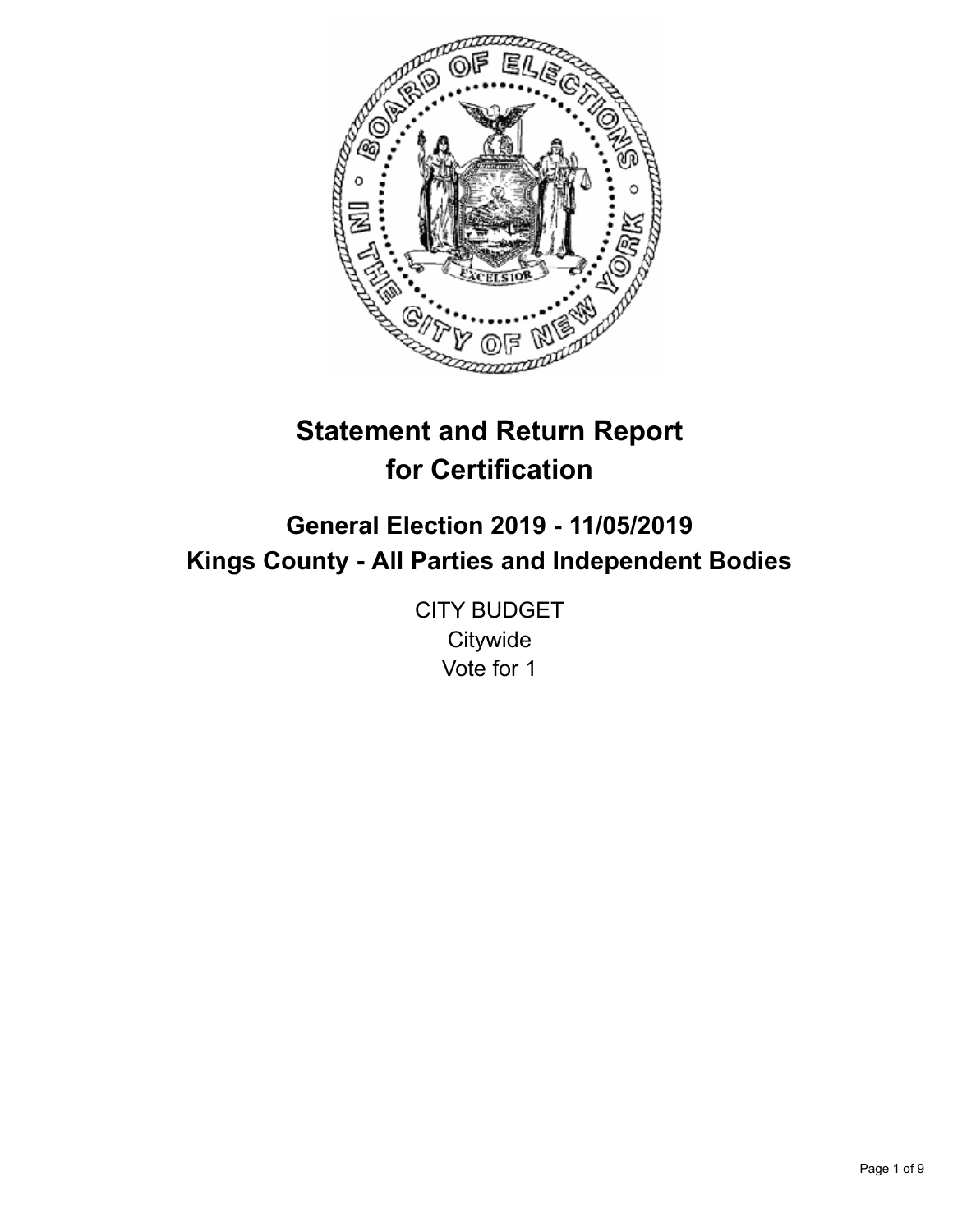# Statement and Return Report for Certification

## General Election 2019 - 11/05/2019
## Kings County - All Parties and Independent Bodies

CITY BUDGET
Citywide
Vote for 1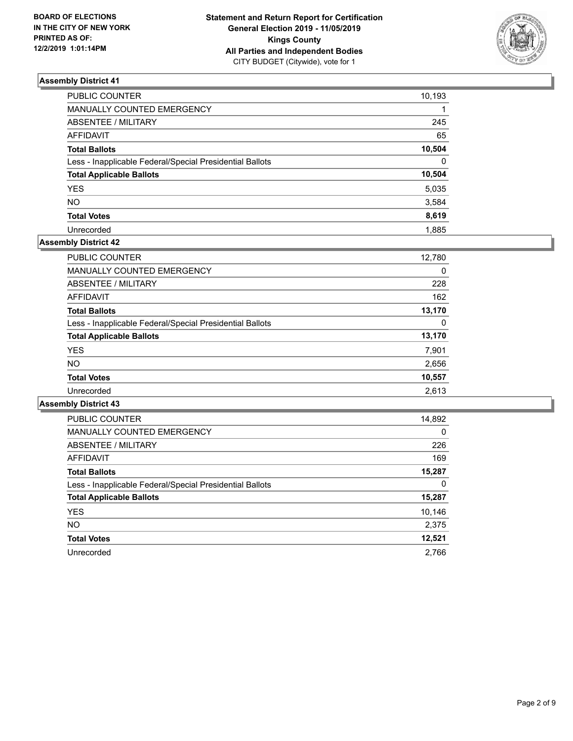**BOARD OF ELECTIONS IN THE CITY OF NEW YORK PRINTED AS OF: 12/2/2019 1:01:14PM**

**Statement and Return Report for Certification General Election 2019 - 11/05/2019 Kings County All Parties and Independent Bodies**
CITY BUDGET (Citywide), vote for 1

### Assembly District 41

| | |
|---|---|
| PUBLIC COUNTER | 10,193 |
| MANUALLY COUNTED EMERGENCY | 1 |
| ABSENTEE / MILITARY | 245 |
| AFFIDAVIT | 65 |
| **Total Ballots** | **10,504** |
| Less - Inapplicable Federal/Special Presidential Ballots | 0 |
| **Total Applicable Ballots** | **10,504** |
| YES | 5,035 |
| NO | 3,584 |
| **Total Votes** | **8,619** |
| Unrecorded | 1,885 |

### Assembly District 42

| | |
|---|---|
| PUBLIC COUNTER | 12,780 |
| MANUALLY COUNTED EMERGENCY | 0 |
| ABSENTEE / MILITARY | 228 |
| AFFIDAVIT | 162 |
| **Total Ballots** | **13,170** |
| Less - Inapplicable Federal/Special Presidential Ballots | 0 |
| **Total Applicable Ballots** | **13,170** |
| YES | 7,901 |
| NO | 2,656 |
| **Total Votes** | **10,557** |
| Unrecorded | 2,613 |

### Assembly District 43

| | |
|---|---|
| PUBLIC COUNTER | 14,892 |
| MANUALLY COUNTED EMERGENCY | 0 |
| ABSENTEE / MILITARY | 226 |
| AFFIDAVIT | 169 |
| **Total Ballots** | **15,287** |
| Less - Inapplicable Federal/Special Presidential Ballots | 0 |
| **Total Applicable Ballots** | **15,287** |
| YES | 10,146 |
| NO | 2,375 |
| **Total Votes** | **12,521** |
| Unrecorded | 2,766 |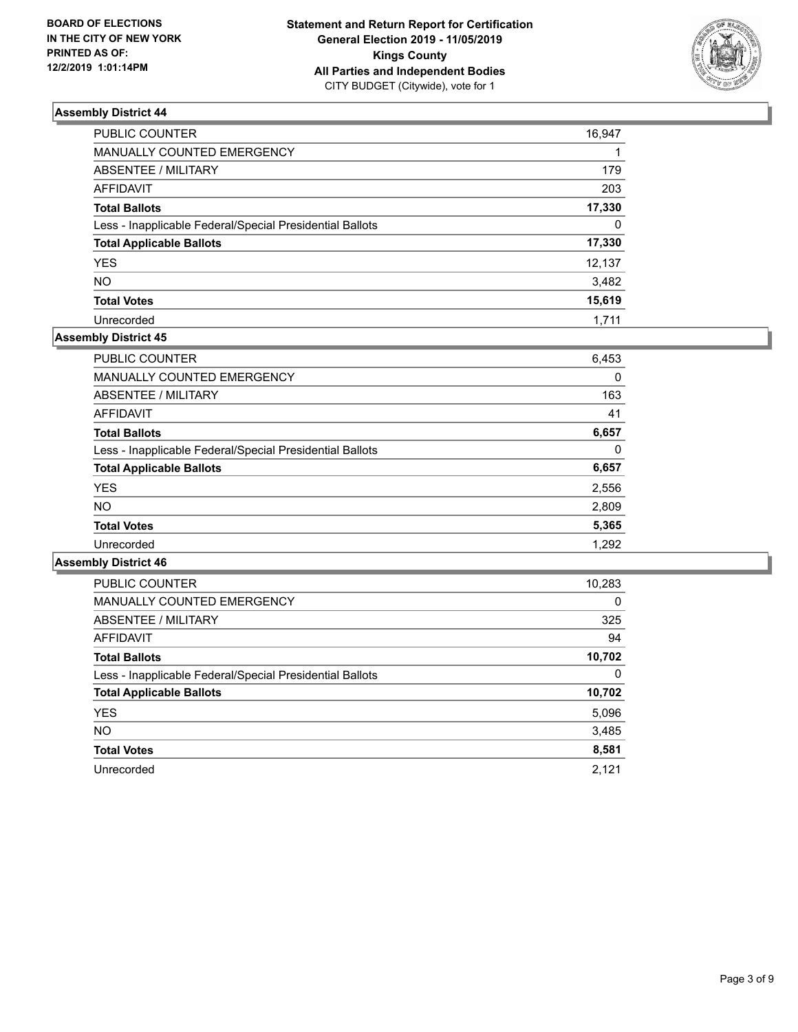BOARD OF ELECTIONS
IN THE CITY OF NEW YORK
PRINTED AS OF:
12/2/2019 1:01:14PM

**Statement and Return Report for Certification**
**General Election 2019 - 11/05/2019**
**Kings County**
**All Parties and Independent Bodies**
CITY BUDGET (Citywide), vote for 1

### Assembly District 44

| | |
|---|---|
| PUBLIC COUNTER | 16,947 |
| MANUALLY COUNTED EMERGENCY | 1 |
| ABSENTEE / MILITARY | 179 |
| AFFIDAVIT | 203 |
| **Total Ballots** | **17,330** |
| Less - Inapplicable Federal/Special Presidential Ballots | 0 |
| **Total Applicable Ballots** | **17,330** |
| YES | 12,137 |
| NO | 3,482 |
| **Total Votes** | **15,619** |
| Unrecorded | 1,711 |

### Assembly District 45

| | |
|---|---|
| PUBLIC COUNTER | 6,453 |
| MANUALLY COUNTED EMERGENCY | 0 |
| ABSENTEE / MILITARY | 163 |
| AFFIDAVIT | 41 |
| **Total Ballots** | **6,657** |
| Less - Inapplicable Federal/Special Presidential Ballots | 0 |
| **Total Applicable Ballots** | **6,657** |
| YES | 2,556 |
| NO | 2,809 |
| **Total Votes** | **5,365** |
| Unrecorded | 1,292 |

### Assembly District 46

| | |
|---|---|
| PUBLIC COUNTER | 10,283 |
| MANUALLY COUNTED EMERGENCY | 0 |
| ABSENTEE / MILITARY | 325 |
| AFFIDAVIT | 94 |
| **Total Ballots** | **10,702** |
| Less - Inapplicable Federal/Special Presidential Ballots | 0 |
| **Total Applicable Ballots** | **10,702** |
| YES | 5,096 |
| NO | 3,485 |
| **Total Votes** | **8,581** |
| Unrecorded | 2,121 |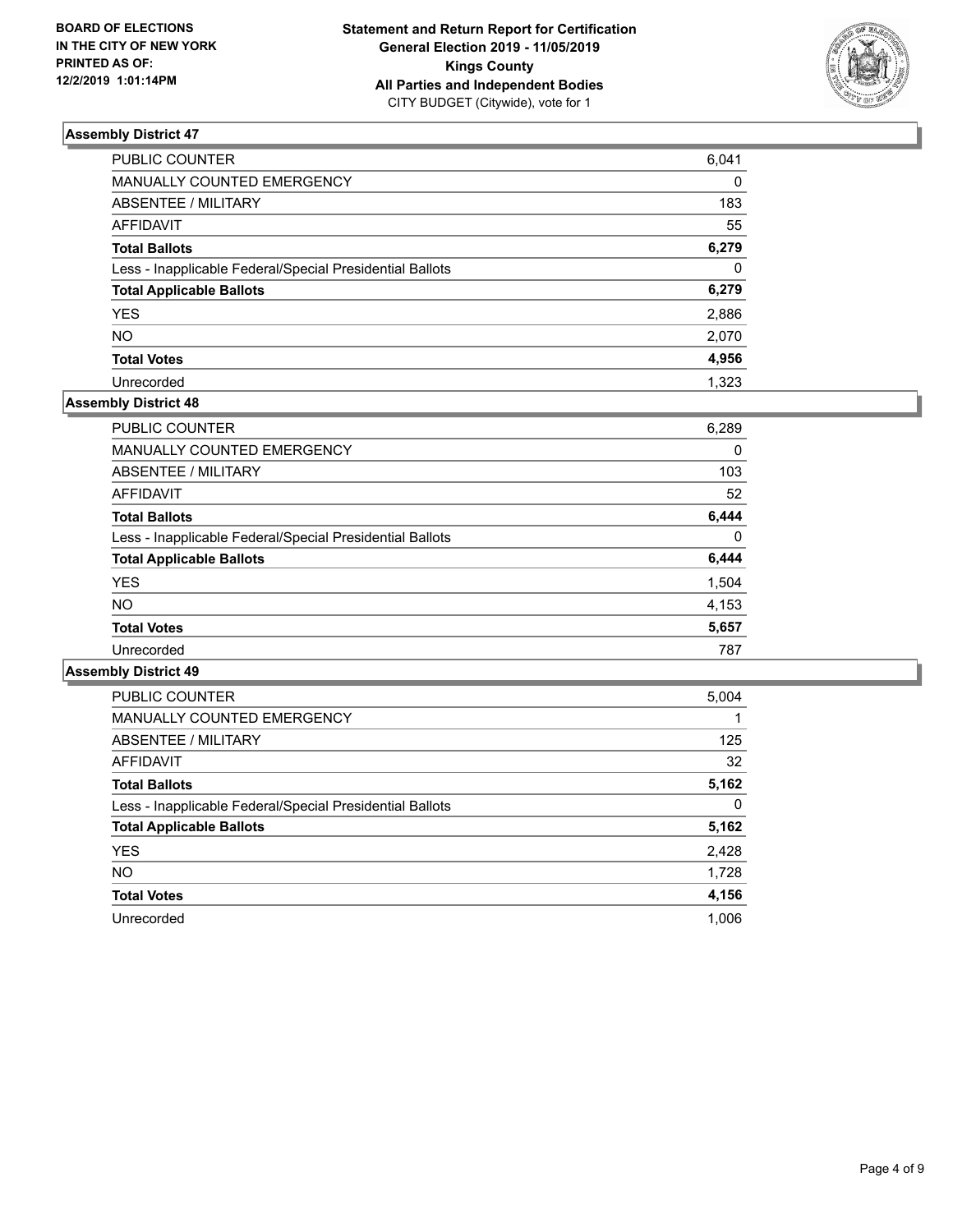BOARD OF ELECTIONS
IN THE CITY OF NEW YORK
PRINTED AS OF:
12/2/2019 1:01:14PM

**Statement and Return Report for Certification**
**General Election 2019 - 11/05/2019**
**Kings County**
**All Parties and Independent Bodies**
CITY BUDGET (Citywide), vote for 1

### Assembly District 47

| | |
|---|---|
| PUBLIC COUNTER | 6,041 |
| MANUALLY COUNTED EMERGENCY | 0 |
| ABSENTEE / MILITARY | 183 |
| AFFIDAVIT | 55 |
| **Total Ballots** | **6,279** |
| Less - Inapplicable Federal/Special Presidential Ballots | 0 |
| **Total Applicable Ballots** | **6,279** |
| YES | 2,886 |
| NO | 2,070 |
| **Total Votes** | **4,956** |
| Unrecorded | 1,323 |

### Assembly District 48

| | |
|---|---|
| PUBLIC COUNTER | 6,289 |
| MANUALLY COUNTED EMERGENCY | 0 |
| ABSENTEE / MILITARY | 103 |
| AFFIDAVIT | 52 |
| **Total Ballots** | **6,444** |
| Less - Inapplicable Federal/Special Presidential Ballots | 0 |
| **Total Applicable Ballots** | **6,444** |
| YES | 1,504 |
| NO | 4,153 |
| **Total Votes** | **5,657** |
| Unrecorded | 787 |

### Assembly District 49

| | |
|---|---|
| PUBLIC COUNTER | 5,004 |
| MANUALLY COUNTED EMERGENCY | 1 |
| ABSENTEE / MILITARY | 125 |
| AFFIDAVIT | 32 |
| **Total Ballots** | **5,162** |
| Less - Inapplicable Federal/Special Presidential Ballots | 0 |
| **Total Applicable Ballots** | **5,162** |
| YES | 2,428 |
| NO | 1,728 |
| **Total Votes** | **4,156** |
| Unrecorded | 1,006 |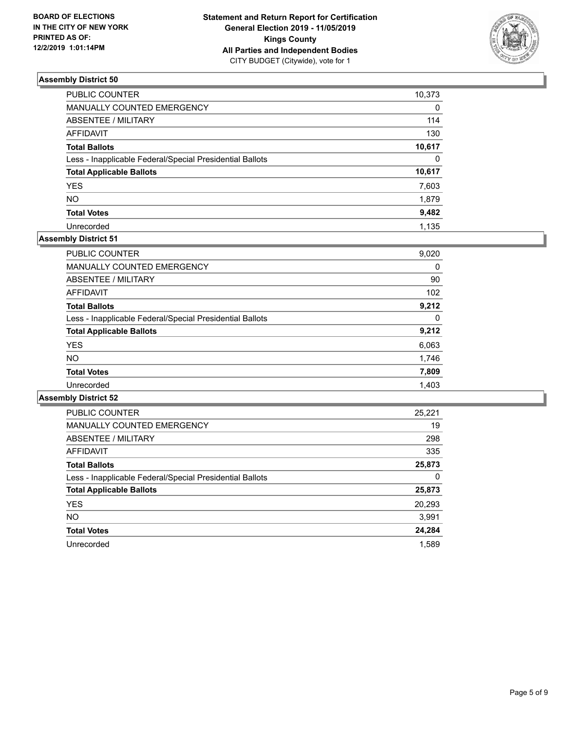**BOARD OF ELECTIONS IN THE CITY OF NEW YORK PRINTED AS OF: 12/2/2019 1:01:14PM**

**Statement and Return Report for Certification General Election 2019 - 11/05/2019 Kings County All Parties and Independent Bodies**
CITY BUDGET (Citywide), vote for 1

### Assembly District 50

| | |
|---|---|
| PUBLIC COUNTER | 10,373 |
| MANUALLY COUNTED EMERGENCY | 0 |
| ABSENTEE / MILITARY | 114 |
| AFFIDAVIT | 130 |
| **Total Ballots** | **10,617** |
| Less - Inapplicable Federal/Special Presidential Ballots | 0 |
| **Total Applicable Ballots** | **10,617** |
| YES | 7,603 |
| NO | 1,879 |
| **Total Votes** | **9,482** |
| Unrecorded | 1,135 |

### Assembly District 51

| | |
|---|---|
| PUBLIC COUNTER | 9,020 |
| MANUALLY COUNTED EMERGENCY | 0 |
| ABSENTEE / MILITARY | 90 |
| AFFIDAVIT | 102 |
| **Total Ballots** | **9,212** |
| Less - Inapplicable Federal/Special Presidential Ballots | 0 |
| **Total Applicable Ballots** | **9,212** |
| YES | 6,063 |
| NO | 1,746 |
| **Total Votes** | **7,809** |
| Unrecorded | 1,403 |

### Assembly District 52

| | |
|---|---|
| PUBLIC COUNTER | 25,221 |
| MANUALLY COUNTED EMERGENCY | 19 |
| ABSENTEE / MILITARY | 298 |
| AFFIDAVIT | 335 |
| **Total Ballots** | **25,873** |
| Less - Inapplicable Federal/Special Presidential Ballots | 0 |
| **Total Applicable Ballots** | **25,873** |
| YES | 20,293 |
| NO | 3,991 |
| **Total Votes** | **24,284** |
| Unrecorded | 1,589 |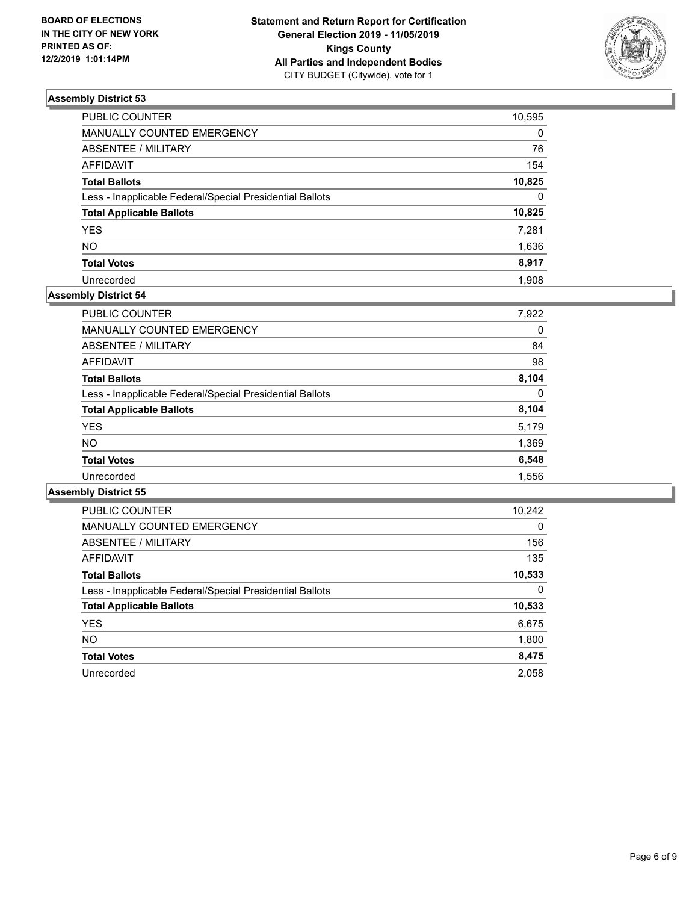**BOARD OF ELECTIONS IN THE CITY OF NEW YORK PRINTED AS OF: 12/2/2019 1:01:14PM**

**Statement and Return Report for Certification General Election 2019 - 11/05/2019 Kings County All Parties and Independent Bodies**
CITY BUDGET (Citywide), vote for 1

### Assembly District 53

| | |
|---|---|
| PUBLIC COUNTER | 10,595 |
| MANUALLY COUNTED EMERGENCY | 0 |
| ABSENTEE / MILITARY | 76 |
| AFFIDAVIT | 154 |
| **Total Ballots** | **10,825** |
| Less - Inapplicable Federal/Special Presidential Ballots | 0 |
| **Total Applicable Ballots** | **10,825** |
| YES | 7,281 |
| NO | 1,636 |
| **Total Votes** | **8,917** |
| Unrecorded | 1,908 |

### Assembly District 54

| | |
|---|---|
| PUBLIC COUNTER | 7,922 |
| MANUALLY COUNTED EMERGENCY | 0 |
| ABSENTEE / MILITARY | 84 |
| AFFIDAVIT | 98 |
| **Total Ballots** | **8,104** |
| Less - Inapplicable Federal/Special Presidential Ballots | 0 |
| **Total Applicable Ballots** | **8,104** |
| YES | 5,179 |
| NO | 1,369 |
| **Total Votes** | **6,548** |
| Unrecorded | 1,556 |

### Assembly District 55

| | |
|---|---|
| PUBLIC COUNTER | 10,242 |
| MANUALLY COUNTED EMERGENCY | 0 |
| ABSENTEE / MILITARY | 156 |
| AFFIDAVIT | 135 |
| **Total Ballots** | **10,533** |
| Less - Inapplicable Federal/Special Presidential Ballots | 0 |
| **Total Applicable Ballots** | **10,533** |
| YES | 6,675 |
| NO | 1,800 |
| **Total Votes** | **8,475** |
| Unrecorded | 2,058 |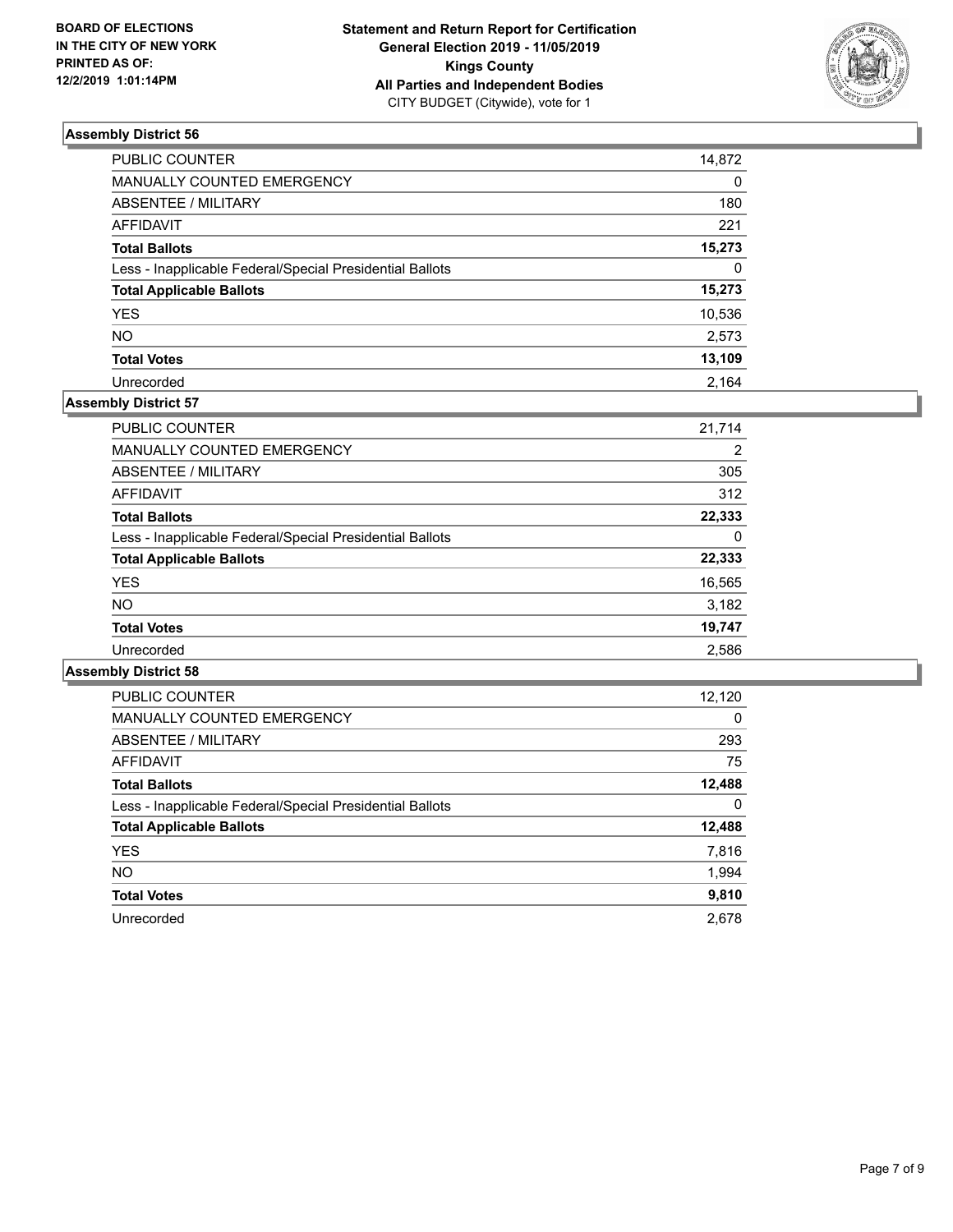**BOARD OF ELECTIONS IN THE CITY OF NEW YORK PRINTED AS OF: 12/2/2019 1:01:14PM**

**Statement and Return Report for Certification General Election 2019 - 11/05/2019 Kings County All Parties and Independent Bodies**
CITY BUDGET (Citywide), vote for 1

### Assembly District 56

| | |
|---|---|
| PUBLIC COUNTER | 14,872 |
| MANUALLY COUNTED EMERGENCY | 0 |
| ABSENTEE / MILITARY | 180 |
| AFFIDAVIT | 221 |
| **Total Ballots** | **15,273** |
| Less - Inapplicable Federal/Special Presidential Ballots | 0 |
| **Total Applicable Ballots** | **15,273** |
| YES | 10,536 |
| NO | 2,573 |
| **Total Votes** | **13,109** |
| Unrecorded | 2,164 |

### Assembly District 57

| | |
|---|---|
| PUBLIC COUNTER | 21,714 |
| MANUALLY COUNTED EMERGENCY | 2 |
| ABSENTEE / MILITARY | 305 |
| AFFIDAVIT | 312 |
| **Total Ballots** | **22,333** |
| Less - Inapplicable Federal/Special Presidential Ballots | 0 |
| **Total Applicable Ballots** | **22,333** |
| YES | 16,565 |
| NO | 3,182 |
| **Total Votes** | **19,747** |
| Unrecorded | 2,586 |

### Assembly District 58

| | |
|---|---|
| PUBLIC COUNTER | 12,120 |
| MANUALLY COUNTED EMERGENCY | 0 |
| ABSENTEE / MILITARY | 293 |
| AFFIDAVIT | 75 |
| **Total Ballots** | **12,488** |
| Less - Inapplicable Federal/Special Presidential Ballots | 0 |
| **Total Applicable Ballots** | **12,488** |
| YES | 7,816 |
| NO | 1,994 |
| **Total Votes** | **9,810** |
| Unrecorded | 2,678 |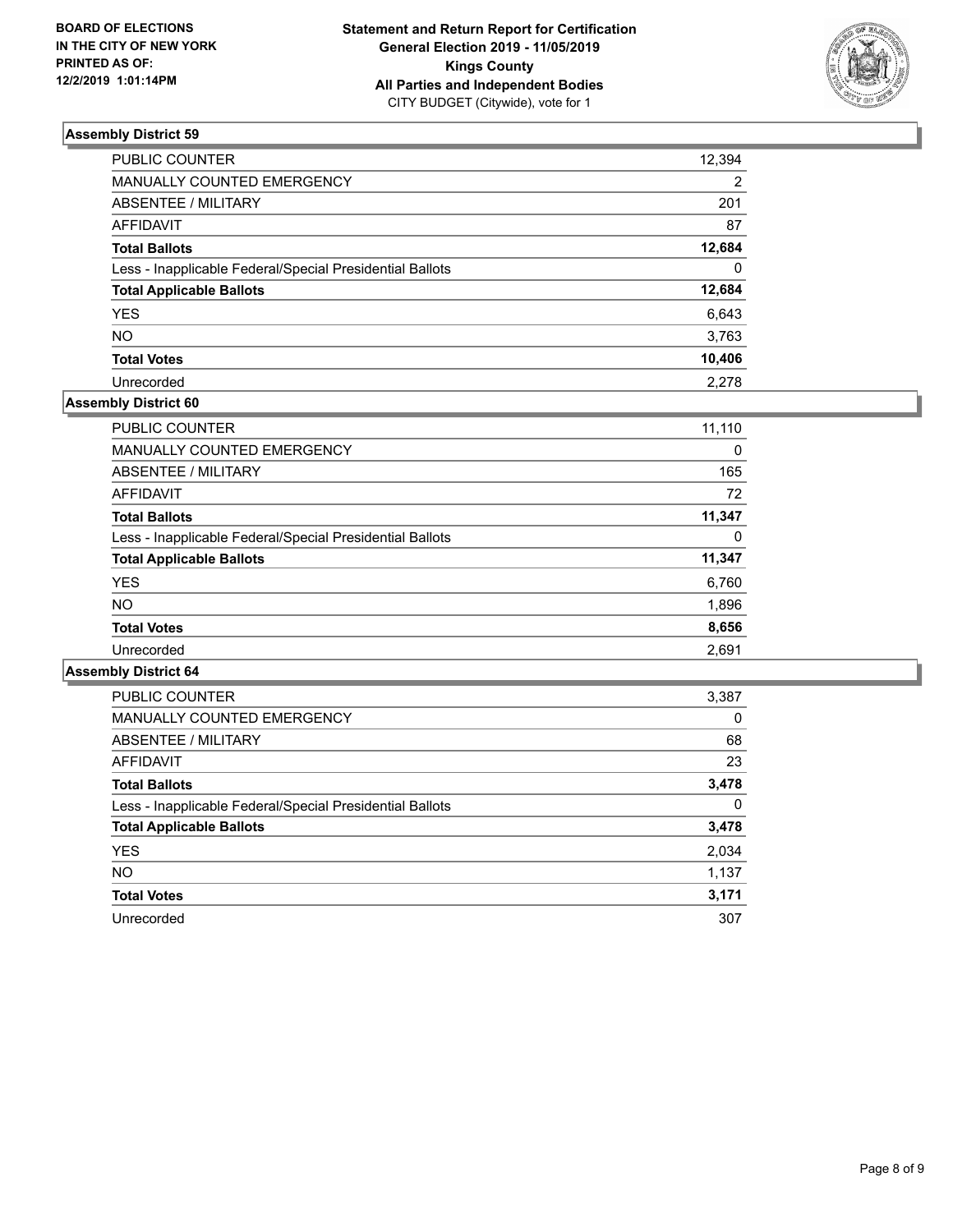## Assembly District 59

| | |
|---|---|
| PUBLIC COUNTER | 12,394 |
| MANUALLY COUNTED EMERGENCY | 2 |
| ABSENTEE / MILITARY | 201 |
| AFFIDAVIT | 87 |
| **Total Ballots** | **12,684** |
| Less - Inapplicable Federal/Special Presidential Ballots | 0 |
| **Total Applicable Ballots** | **12,684** |
| YES | 6,643 |
| NO | 3,763 |
| **Total Votes** | **10,406** |
| Unrecorded | 2,278 |

## Assembly District 60

| | |
|---|---|
| PUBLIC COUNTER | 11,110 |
| MANUALLY COUNTED EMERGENCY | 0 |
| ABSENTEE / MILITARY | 165 |
| AFFIDAVIT | 72 |
| **Total Ballots** | **11,347** |
| Less - Inapplicable Federal/Special Presidential Ballots | 0 |
| **Total Applicable Ballots** | **11,347** |
| YES | 6,760 |
| NO | 1,896 |
| **Total Votes** | **8,656** |
| Unrecorded | 2,691 |

## Assembly District 64

| | |
|---|---|
| PUBLIC COUNTER | 3,387 |
| MANUALLY COUNTED EMERGENCY | 0 |
| ABSENTEE / MILITARY | 68 |
| AFFIDAVIT | 23 |
| **Total Ballots** | **3,478** |
| Less - Inapplicable Federal/Special Presidential Ballots | 0 |
| **Total Applicable Ballots** | **3,478** |
| YES | 2,034 |
| NO | 1,137 |
| **Total Votes** | **3,171** |
| Unrecorded | 307 |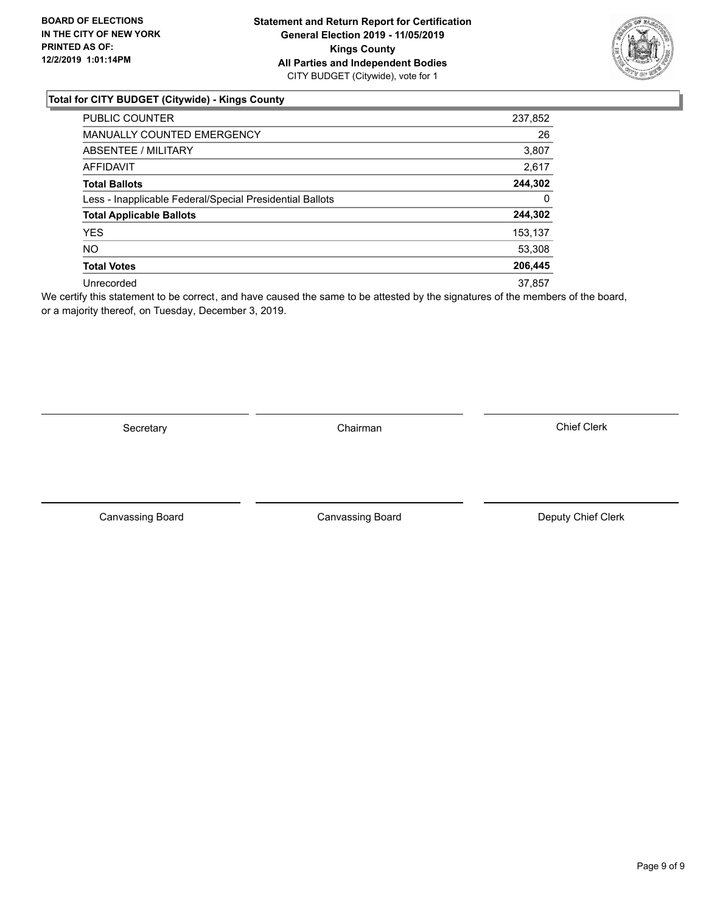**BOARD OF ELECTIONS IN THE CITY OF NEW YORK PRINTED AS OF: 12/2/2019 1:01:14PM**

**Statement and Return Report for Certification**
**General Election 2019 - 11/05/2019**
**Kings County**
**All Parties and Independent Bodies**
CITY BUDGET (Citywide), vote for 1

## Total for CITY BUDGET (Citywide) - Kings County

| | |
|---|---|
| PUBLIC COUNTER | 237,852 |
| MANUALLY COUNTED EMERGENCY | 26 |
| ABSENTEE / MILITARY | 3,807 |
| AFFIDAVIT | 2,617 |
| **Total Ballots** | **244,302** |
| Less - Inapplicable Federal/Special Presidential Ballots | 0 |
| **Total Applicable Ballots** | **244,302** |
| YES | 153,137 |
| NO | 53,308 |
| **Total Votes** | **206,445** |
| Unrecorded | 37,857 |

We certify this statement to be correct, and have caused the same to be attested by the signatures of the members of the board, or a majority thereof, on Tuesday, December 3, 2019.

Secretary

Chairman

Chief Clerk

Canvassing Board

Canvassing Board

Deputy Chief Clerk